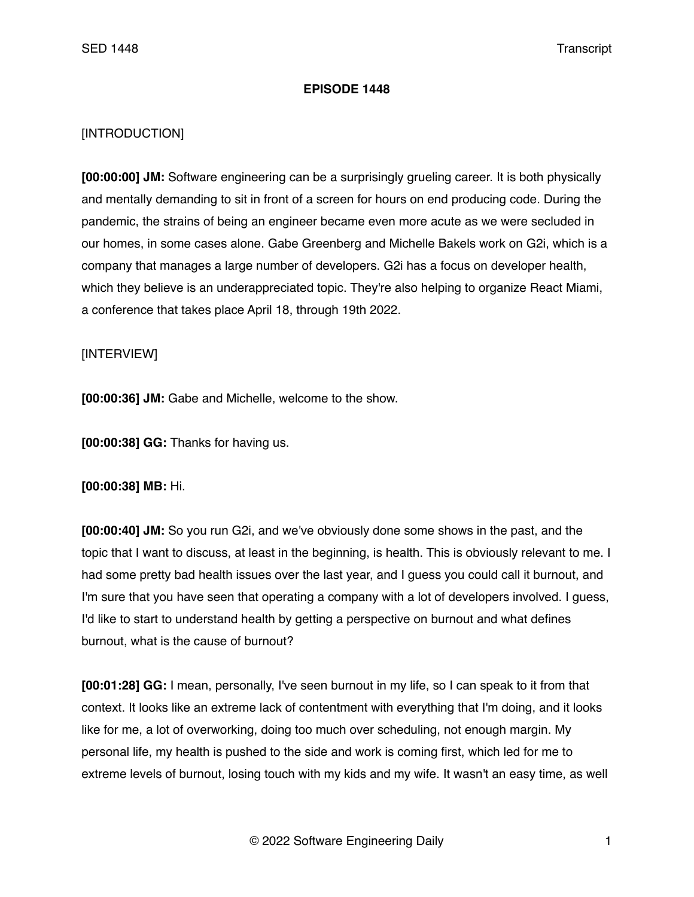**EPISODE 1448**

[INTRODUCTION]

**[00:00:00] JM:** Software engineering can be a surprisingly grueling career. It is both physically and mentally demanding to sit in front of a screen for hours on end producing code. During the pandemic, the strains of being an engineer became even more acute as we were secluded in our homes, in some cases alone. Gabe Greenberg and Michelle Bakels work on G2i, which is a company that manages a large number of developers. G2i has a focus on developer health, which they believe is an underappreciated topic. They're also helping to organize React Miami, a conference that takes place April 18, through 19th 2022.

[INTERVIEW]

**[00:00:36] JM:** Gabe and Michelle, welcome to the show.

**[00:00:38] GG:** Thanks for having us.

**[00:00:38] MB:** Hi.

**[00:00:40] JM:** So you run G2i, and we've obviously done some shows in the past, and the topic that I want to discuss, at least in the beginning, is health. This is obviously relevant to me. I had some pretty bad health issues over the last year, and I guess you could call it burnout, and I'm sure that you have seen that operating a company with a lot of developers involved. I guess, I'd like to start to understand health by getting a perspective on burnout and what defines burnout, what is the cause of burnout?

**[00:01:28] GG:** I mean, personally, I've seen burnout in my life, so I can speak to it from that context. It looks like an extreme lack of contentment with everything that I'm doing, and it looks like for me, a lot of overworking, doing too much over scheduling, not enough margin. My personal life, my health is pushed to the side and work is coming first, which led for me to extreme levels of burnout, losing touch with my kids and my wife. It wasn't an easy time, as well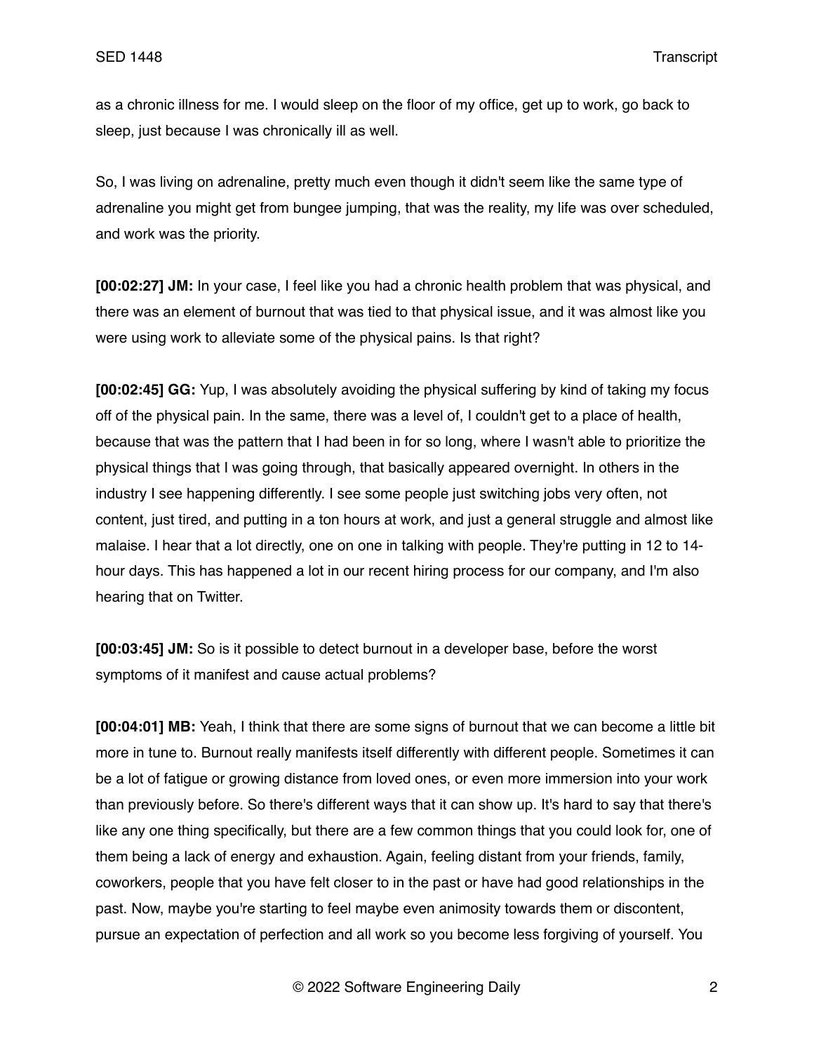as a chronic illness for me. I would sleep on the floor of my office, get up to work, go back to sleep, just because I was chronically ill as well.

So, I was living on adrenaline, pretty much even though it didn't seem like the same type of adrenaline you might get from bungee jumping, that was the reality, my life was over scheduled, and work was the priority.

**[00:02:27] JM:** In your case, I feel like you had a chronic health problem that was physical, and there was an element of burnout that was tied to that physical issue, and it was almost like you were using work to alleviate some of the physical pains. Is that right?

**[00:02:45] GG:** Yup, I was absolutely avoiding the physical suffering by kind of taking my focus off of the physical pain. In the same, there was a level of, I couldn't get to a place of health, because that was the pattern that I had been in for so long, where I wasn't able to prioritize the physical things that I was going through, that basically appeared overnight. In others in the industry I see happening differently. I see some people just switching jobs very often, not content, just tired, and putting in a ton hours at work, and just a general struggle and almost like malaise. I hear that a lot directly, one on one in talking with people. They're putting in 12 to 14-hour days. This has happened a lot in our recent hiring process for our company, and I'm also hearing that on Twitter.

**[00:03:45] JM:** So is it possible to detect burnout in a developer base, before the worst symptoms of it manifest and cause actual problems?

**[00:04:01] MB:** Yeah, I think that there are some signs of burnout that we can become a little bit more in tune to. Burnout really manifests itself differently with different people. Sometimes it can be a lot of fatigue or growing distance from loved ones, or even more immersion into your work than previously before. So there's different ways that it can show up. It's hard to say that there's like any one thing specifically, but there are a few common things that you could look for, one of them being a lack of energy and exhaustion. Again, feeling distant from your friends, family, coworkers, people that you have felt closer to in the past or have had good relationships in the past. Now, maybe you're starting to feel maybe even animosity towards them or discontent, pursue an expectation of perfection and all work so you become less forgiving of yourself. You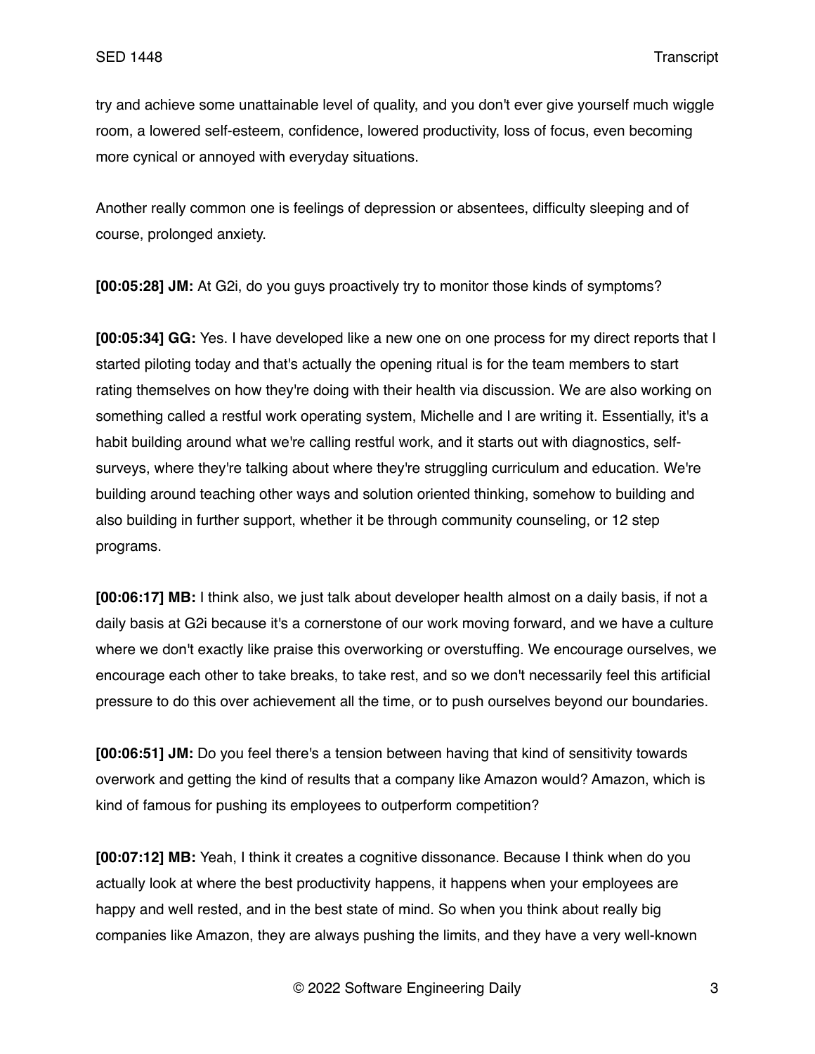try and achieve some unattainable level of quality, and you don't ever give yourself much wiggle room, a lowered self-esteem, confidence, lowered productivity, loss of focus, even becoming more cynical or annoyed with everyday situations.

Another really common one is feelings of depression or absentees, difficulty sleeping and of course, prolonged anxiety.

**[00:05:28] JM:** At G2i, do you guys proactively try to monitor those kinds of symptoms?

**[00:05:34] GG:** Yes. I have developed like a new one on one process for my direct reports that I started piloting today and that's actually the opening ritual is for the team members to start rating themselves on how they're doing with their health via discussion. We are also working on something called a restful work operating system, Michelle and I are writing it. Essentially, it's a habit building around what we're calling restful work, and it starts out with diagnostics, self-surveys, where they're talking about where they're struggling curriculum and education. We're building around teaching other ways and solution oriented thinking, somehow to building and also building in further support, whether it be through community counseling, or 12 step programs.

**[00:06:17] MB:** I think also, we just talk about developer health almost on a daily basis, if not a daily basis at G2i because it's a cornerstone of our work moving forward, and we have a culture where we don't exactly like praise this overworking or overstuffing. We encourage ourselves, we encourage each other to take breaks, to take rest, and so we don't necessarily feel this artificial pressure to do this over achievement all the time, or to push ourselves beyond our boundaries.

**[00:06:51] JM:** Do you feel there's a tension between having that kind of sensitivity towards overwork and getting the kind of results that a company like Amazon would? Amazon, which is kind of famous for pushing its employees to outperform competition?

**[00:07:12] MB:** Yeah, I think it creates a cognitive dissonance. Because I think when do you actually look at where the best productivity happens, it happens when your employees are happy and well rested, and in the best state of mind. So when you think about really big companies like Amazon, they are always pushing the limits, and they have a very well-known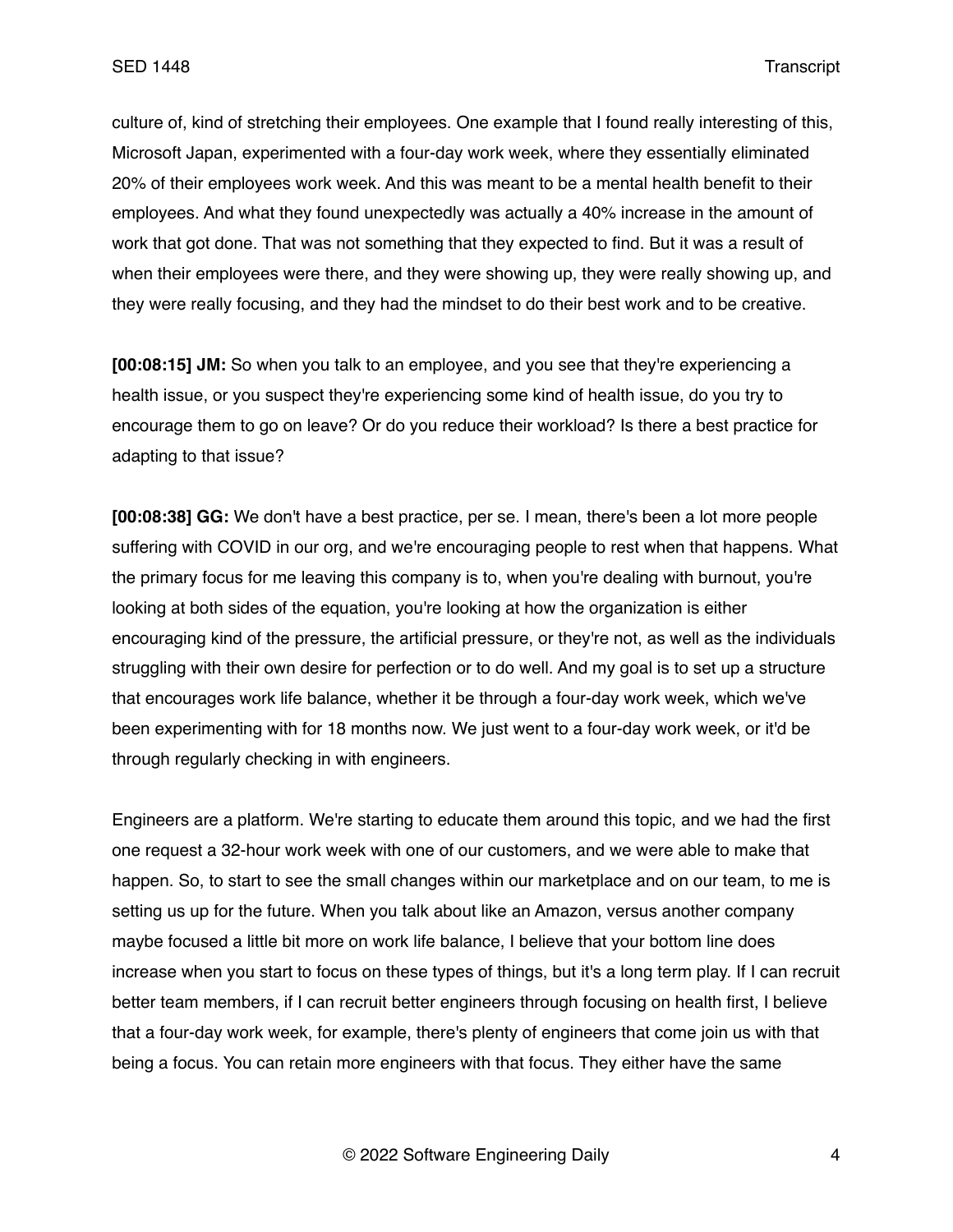culture of, kind of stretching their employees. One example that I found really interesting of this, Microsoft Japan, experimented with a four-day work week, where they essentially eliminated 20% of their employees work week. And this was meant to be a mental health benefit to their employees. And what they found unexpectedly was actually a 40% increase in the amount of work that got done. That was not something that they expected to find. But it was a result of when their employees were there, and they were showing up, they were really showing up, and they were really focusing, and they had the mindset to do their best work and to be creative.

**[00:08:15] JM:** So when you talk to an employee, and you see that they're experiencing a health issue, or you suspect they're experiencing some kind of health issue, do you try to encourage them to go on leave? Or do you reduce their workload? Is there a best practice for adapting to that issue?

**[00:08:38] GG:** We don't have a best practice, per se. I mean, there's been a lot more people suffering with COVID in our org, and we're encouraging people to rest when that happens. What the primary focus for me leaving this company is to, when you're dealing with burnout, you're looking at both sides of the equation, you're looking at how the organization is either encouraging kind of the pressure, the artificial pressure, or they're not, as well as the individuals struggling with their own desire for perfection or to do well. And my goal is to set up a structure that encourages work life balance, whether it be through a four-day work week, which we've been experimenting with for 18 months now. We just went to a four-day work week, or it'd be through regularly checking in with engineers.

Engineers are a platform. We're starting to educate them around this topic, and we had the first one request a 32-hour work week with one of our customers, and we were able to make that happen. So, to start to see the small changes within our marketplace and on our team, to me is setting us up for the future. When you talk about like an Amazon, versus another company maybe focused a little bit more on work life balance, I believe that your bottom line does increase when you start to focus on these types of things, but it's a long term play. If I can recruit better team members, if I can recruit better engineers through focusing on health first, I believe that a four-day work week, for example, there's plenty of engineers that come join us with that being a focus. You can retain more engineers with that focus. They either have the same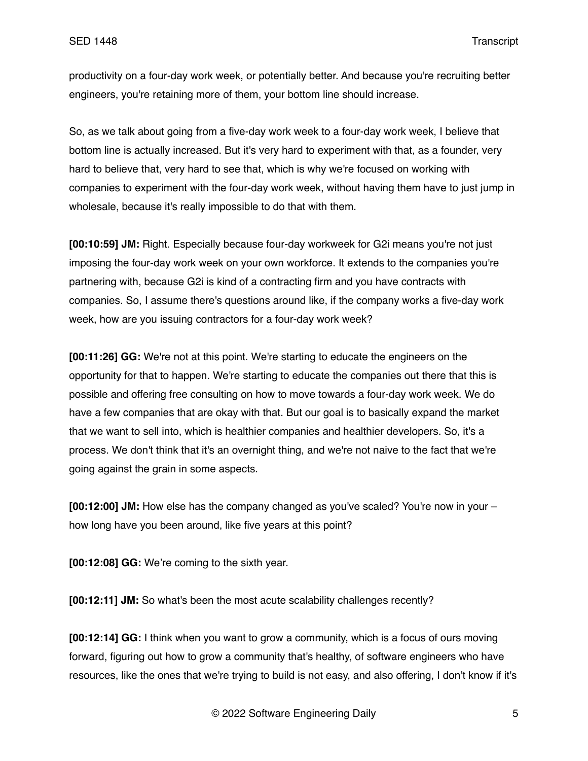productivity on a four-day work week, or potentially better. And because you're recruiting better engineers, you're retaining more of them, your bottom line should increase.

So, as we talk about going from a five-day work week to a four-day work week, I believe that bottom line is actually increased. But it's very hard to experiment with that, as a founder, very hard to believe that, very hard to see that, which is why we're focused on working with companies to experiment with the four-day work week, without having them have to just jump in wholesale, because it's really impossible to do that with them.

**[00:10:59] JM:** Right. Especially because four-day workweek for G2i means you're not just imposing the four-day work week on your own workforce. It extends to the companies you're partnering with, because G2i is kind of a contracting firm and you have contracts with companies. So, I assume there's questions around like, if the company works a five-day work week, how are you issuing contractors for a four-day work week?

**[00:11:26] GG:** We're not at this point. We're starting to educate the engineers on the opportunity for that to happen. We're starting to educate the companies out there that this is possible and offering free consulting on how to move towards a four-day work week. We do have a few companies that are okay with that. But our goal is to basically expand the market that we want to sell into, which is healthier companies and healthier developers. So, it's a process. We don't think that it's an overnight thing, and we're not naive to the fact that we're going against the grain in some aspects.

**[00:12:00] JM:** How else has the company changed as you've scaled? You're now in your – how long have you been around, like five years at this point?

**[00:12:08] GG:** We're coming to the sixth year.

**[00:12:11] JM:** So what's been the most acute scalability challenges recently?

**[00:12:14] GG:** I think when you want to grow a community, which is a focus of ours moving forward, figuring out how to grow a community that's healthy, of software engineers who have resources, like the ones that we're trying to build is not easy, and also offering, I don't know if it's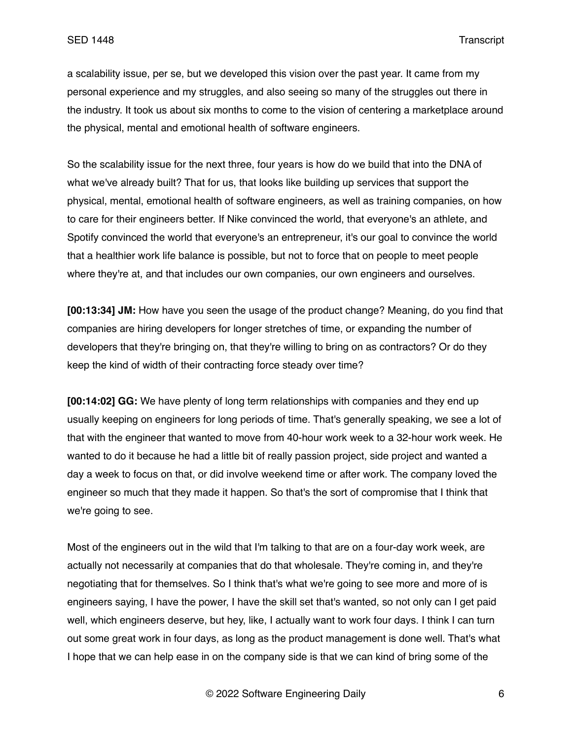a scalability issue, per se, but we developed this vision over the past year. It came from my personal experience and my struggles, and also seeing so many of the struggles out there in the industry. It took us about six months to come to the vision of centering a marketplace around the physical, mental and emotional health of software engineers.

So the scalability issue for the next three, four years is how do we build that into the DNA of what we've already built? That for us, that looks like building up services that support the physical, mental, emotional health of software engineers, as well as training companies, on how to care for their engineers better. If Nike convinced the world, that everyone's an athlete, and Spotify convinced the world that everyone's an entrepreneur, it's our goal to convince the world that a healthier work life balance is possible, but not to force that on people to meet people where they're at, and that includes our own companies, our own engineers and ourselves.

**[00:13:34] JM:** How have you seen the usage of the product change? Meaning, do you find that companies are hiring developers for longer stretches of time, or expanding the number of developers that they're bringing on, that they're willing to bring on as contractors? Or do they keep the kind of width of their contracting force steady over time?

**[00:14:02] GG:** We have plenty of long term relationships with companies and they end up usually keeping on engineers for long periods of time. That's generally speaking, we see a lot of that with the engineer that wanted to move from 40-hour work week to a 32-hour work week. He wanted to do it because he had a little bit of really passion project, side project and wanted a day a week to focus on that, or did involve weekend time or after work. The company loved the engineer so much that they made it happen. So that's the sort of compromise that I think that we're going to see.

Most of the engineers out in the wild that I'm talking to that are on a four-day work week, are actually not necessarily at companies that do that wholesale. They're coming in, and they're negotiating that for themselves. So I think that's what we're going to see more and more of is engineers saying, I have the power, I have the skill set that's wanted, so not only can I get paid well, which engineers deserve, but hey, like, I actually want to work four days. I think I can turn out some great work in four days, as long as the product management is done well. That's what I hope that we can help ease in on the company side is that we can kind of bring some of the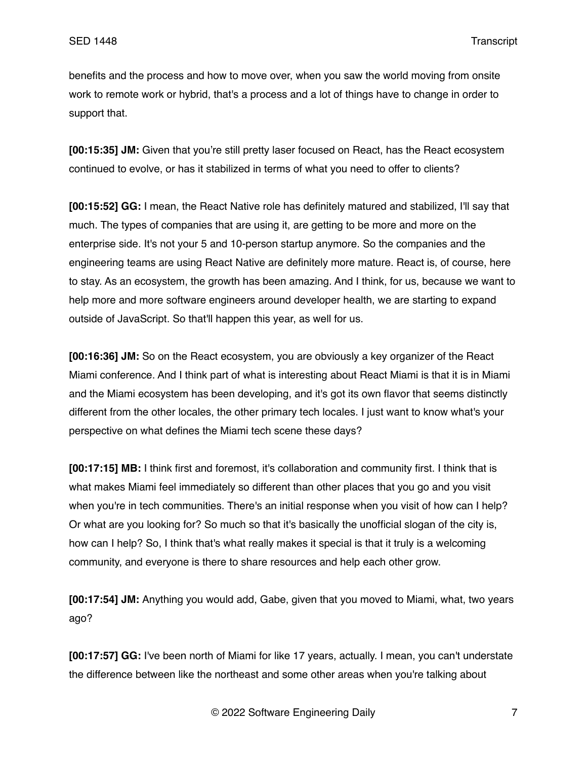benefits and the process and how to move over, when you saw the world moving from onsite work to remote work or hybrid, that's a process and a lot of things have to change in order to support that.

**[00:15:35] JM:** Given that you're still pretty laser focused on React, has the React ecosystem continued to evolve, or has it stabilized in terms of what you need to offer to clients?

**[00:15:52] GG:** I mean, the React Native role has definitely matured and stabilized, I'll say that much. The types of companies that are using it, are getting to be more and more on the enterprise side. It's not your 5 and 10-person startup anymore. So the companies and the engineering teams are using React Native are definitely more mature. React is, of course, here to stay. As an ecosystem, the growth has been amazing. And I think, for us, because we want to help more and more software engineers around developer health, we are starting to expand outside of JavaScript. So that'll happen this year, as well for us.

**[00:16:36] JM:** So on the React ecosystem, you are obviously a key organizer of the React Miami conference. And I think part of what is interesting about React Miami is that it is in Miami and the Miami ecosystem has been developing, and it's got its own flavor that seems distinctly different from the other locales, the other primary tech locales. I just want to know what's your perspective on what defines the Miami tech scene these days?

**[00:17:15] MB:** I think first and foremost, it's collaboration and community first. I think that is what makes Miami feel immediately so different than other places that you go and you visit when you're in tech communities. There's an initial response when you visit of how can I help? Or what are you looking for? So much so that it's basically the unofficial slogan of the city is, how can I help? So, I think that's what really makes it special is that it truly is a welcoming community, and everyone is there to share resources and help each other grow.

**[00:17:54] JM:** Anything you would add, Gabe, given that you moved to Miami, what, two years ago?

**[00:17:57] GG:** I've been north of Miami for like 17 years, actually. I mean, you can't understate the difference between like the northeast and some other areas when you're talking about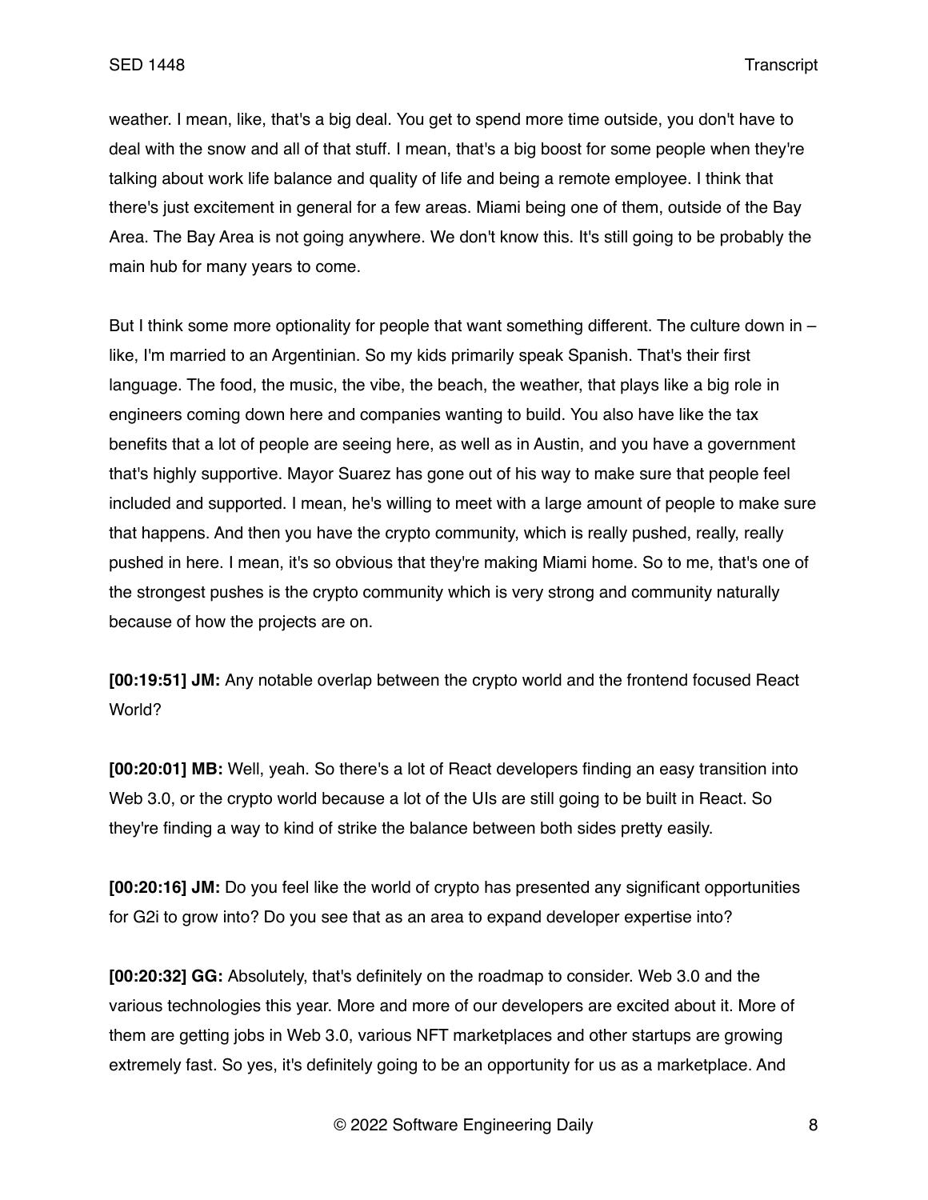weather. I mean, like, that's a big deal. You get to spend more time outside, you don't have to deal with the snow and all of that stuff. I mean, that's a big boost for some people when they're talking about work life balance and quality of life and being a remote employee. I think that there's just excitement in general for a few areas. Miami being one of them, outside of the Bay Area. The Bay Area is not going anywhere. We don't know this. It's still going to be probably the main hub for many years to come.

But I think some more optionality for people that want something different. The culture down in – like, I'm married to an Argentinian. So my kids primarily speak Spanish. That's their first language. The food, the music, the vibe, the beach, the weather, that plays like a big role in engineers coming down here and companies wanting to build. You also have like the tax benefits that a lot of people are seeing here, as well as in Austin, and you have a government that's highly supportive. Mayor Suarez has gone out of his way to make sure that people feel included and supported. I mean, he's willing to meet with a large amount of people to make sure that happens. And then you have the crypto community, which is really pushed, really, really pushed in here. I mean, it's so obvious that they're making Miami home. So to me, that's one of the strongest pushes is the crypto community which is very strong and community naturally because of how the projects are on.

**[00:19:51] JM:** Any notable overlap between the crypto world and the frontend focused React World?

**[00:20:01] MB:** Well, yeah. So there's a lot of React developers finding an easy transition into Web 3.0, or the crypto world because a lot of the UIs are still going to be built in React. So they're finding a way to kind of strike the balance between both sides pretty easily.

**[00:20:16] JM:** Do you feel like the world of crypto has presented any significant opportunities for G2i to grow into? Do you see that as an area to expand developer expertise into?

**[00:20:32] GG:** Absolutely, that's definitely on the roadmap to consider. Web 3.0 and the various technologies this year. More and more of our developers are excited about it. More of them are getting jobs in Web 3.0, various NFT marketplaces and other startups are growing extremely fast. So yes, it's definitely going to be an opportunity for us as a marketplace. And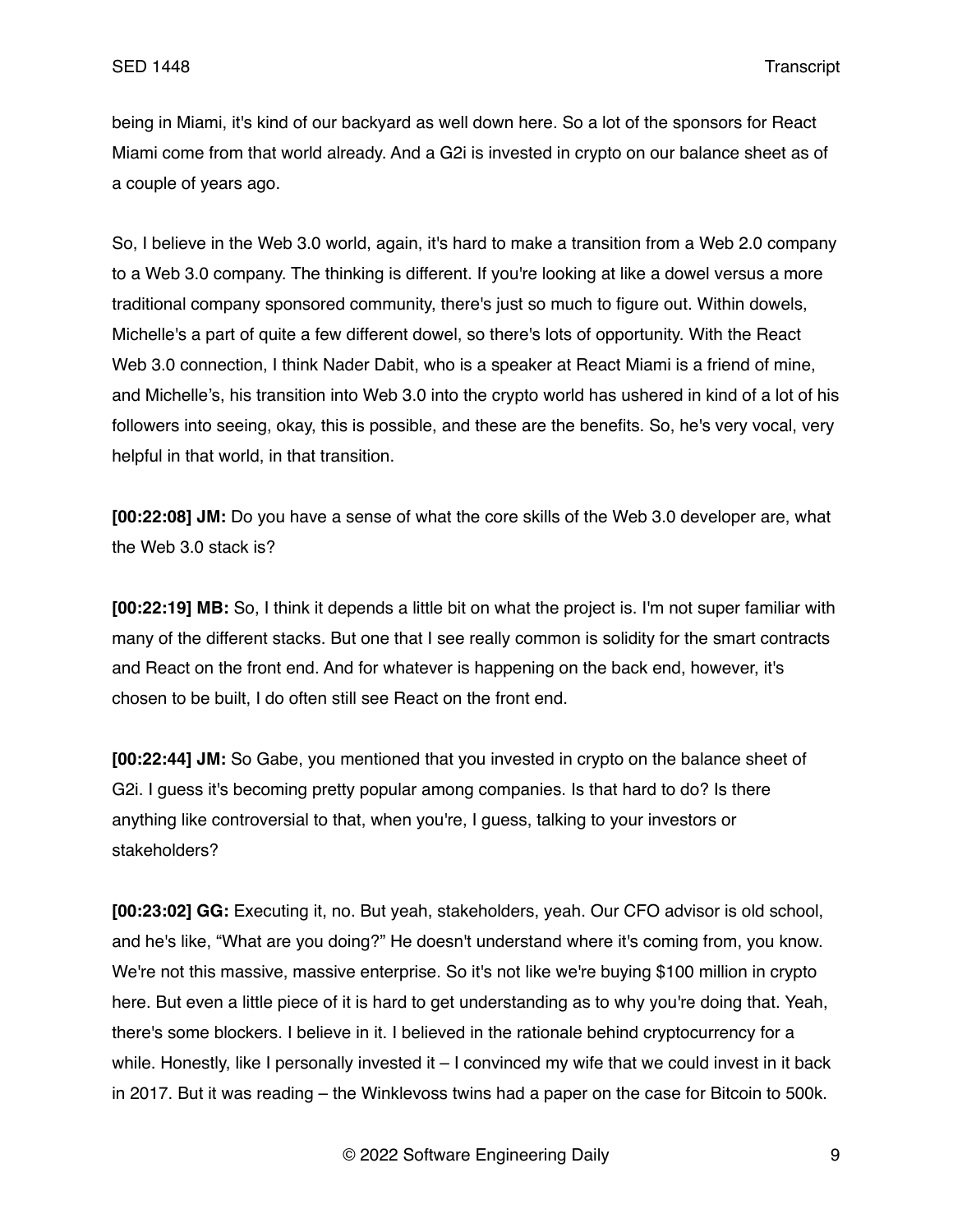being in Miami, it's kind of our backyard as well down here. So a lot of the sponsors for React Miami come from that world already. And a G2i is invested in crypto on our balance sheet as of a couple of years ago.

So, I believe in the Web 3.0 world, again, it's hard to make a transition from a Web 2.0 company to a Web 3.0 company. The thinking is different. If you're looking at like a dowel versus a more traditional company sponsored community, there's just so much to figure out. Within dowels, Michelle's a part of quite a few different dowel, so there's lots of opportunity. With the React Web 3.0 connection, I think Nader Dabit, who is a speaker at React Miami is a friend of mine, and Michelle's, his transition into Web 3.0 into the crypto world has ushered in kind of a lot of his followers into seeing, okay, this is possible, and these are the benefits. So, he's very vocal, very helpful in that world, in that transition.

**[00:22:08] JM:** Do you have a sense of what the core skills of the Web 3.0 developer are, what the Web 3.0 stack is?

**[00:22:19] MB:** So, I think it depends a little bit on what the project is. I'm not super familiar with many of the different stacks. But one that I see really common is solidity for the smart contracts and React on the front end. And for whatever is happening on the back end, however, it's chosen to be built, I do often still see React on the front end.

**[00:22:44] JM:** So Gabe, you mentioned that you invested in crypto on the balance sheet of G2i. I guess it's becoming pretty popular among companies. Is that hard to do? Is there anything like controversial to that, when you're, I guess, talking to your investors or stakeholders?

**[00:23:02] GG:** Executing it, no. But yeah, stakeholders, yeah. Our CFO advisor is old school, and he's like, "What are you doing?" He doesn't understand where it's coming from, you know. We're not this massive, massive enterprise. So it's not like we're buying $100 million in crypto here. But even a little piece of it is hard to get understanding as to why you're doing that. Yeah, there's some blockers. I believe in it. I believed in the rationale behind cryptocurrency for a while. Honestly, like I personally invested it – I convinced my wife that we could invest in it back in 2017. But it was reading – the Winklevoss twins had a paper on the case for Bitcoin to 500k.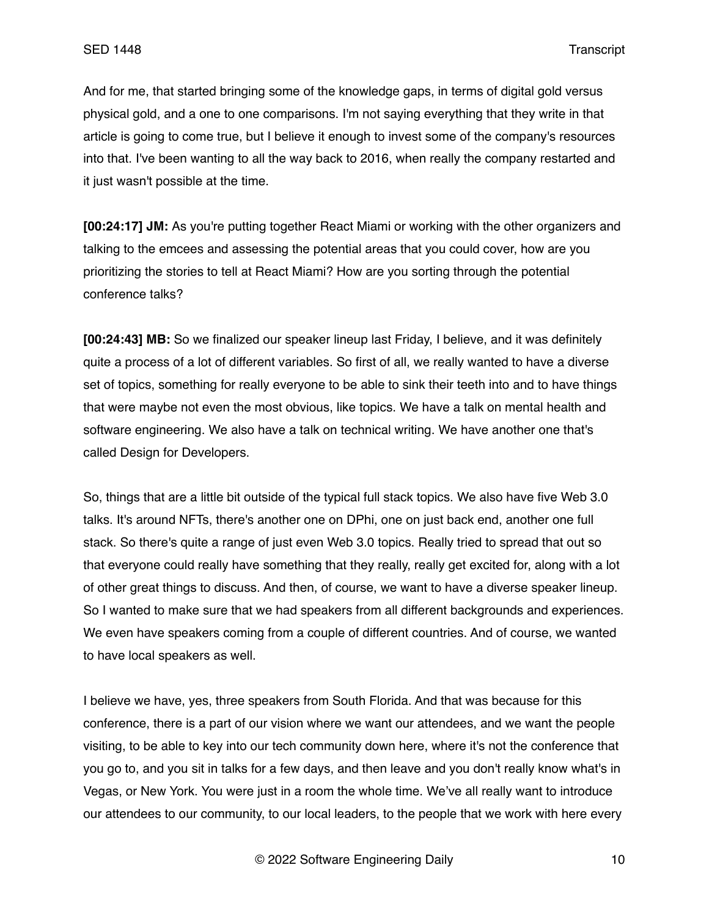And for me, that started bringing some of the knowledge gaps, in terms of digital gold versus physical gold, and a one to one comparisons. I'm not saying everything that they write in that article is going to come true, but I believe it enough to invest some of the company's resources into that. I've been wanting to all the way back to 2016, when really the company restarted and it just wasn't possible at the time.

**[00:24:17] JM:** As you're putting together React Miami or working with the other organizers and talking to the emcees and assessing the potential areas that you could cover, how are you prioritizing the stories to tell at React Miami? How are you sorting through the potential conference talks?

**[00:24:43] MB:** So we finalized our speaker lineup last Friday, I believe, and it was definitely quite a process of a lot of different variables. So first of all, we really wanted to have a diverse set of topics, something for really everyone to be able to sink their teeth into and to have things that were maybe not even the most obvious, like topics. We have a talk on mental health and software engineering. We also have a talk on technical writing. We have another one that's called Design for Developers.

So, things that are a little bit outside of the typical full stack topics. We also have five Web 3.0 talks. It's around NFTs, there's another one on DPhi, one on just back end, another one full stack. So there's quite a range of just even Web 3.0 topics. Really tried to spread that out so that everyone could really have something that they really, really get excited for, along with a lot of other great things to discuss. And then, of course, we want to have a diverse speaker lineup. So I wanted to make sure that we had speakers from all different backgrounds and experiences. We even have speakers coming from a couple of different countries. And of course, we wanted to have local speakers as well.

I believe we have, yes, three speakers from South Florida. And that was because for this conference, there is a part of our vision where we want our attendees, and we want the people visiting, to be able to key into our tech community down here, where it's not the conference that you go to, and you sit in talks for a few days, and then leave and you don't really know what's in Vegas, or New York. You were just in a room the whole time. We've all really want to introduce our attendees to our community, to our local leaders, to the people that we work with here every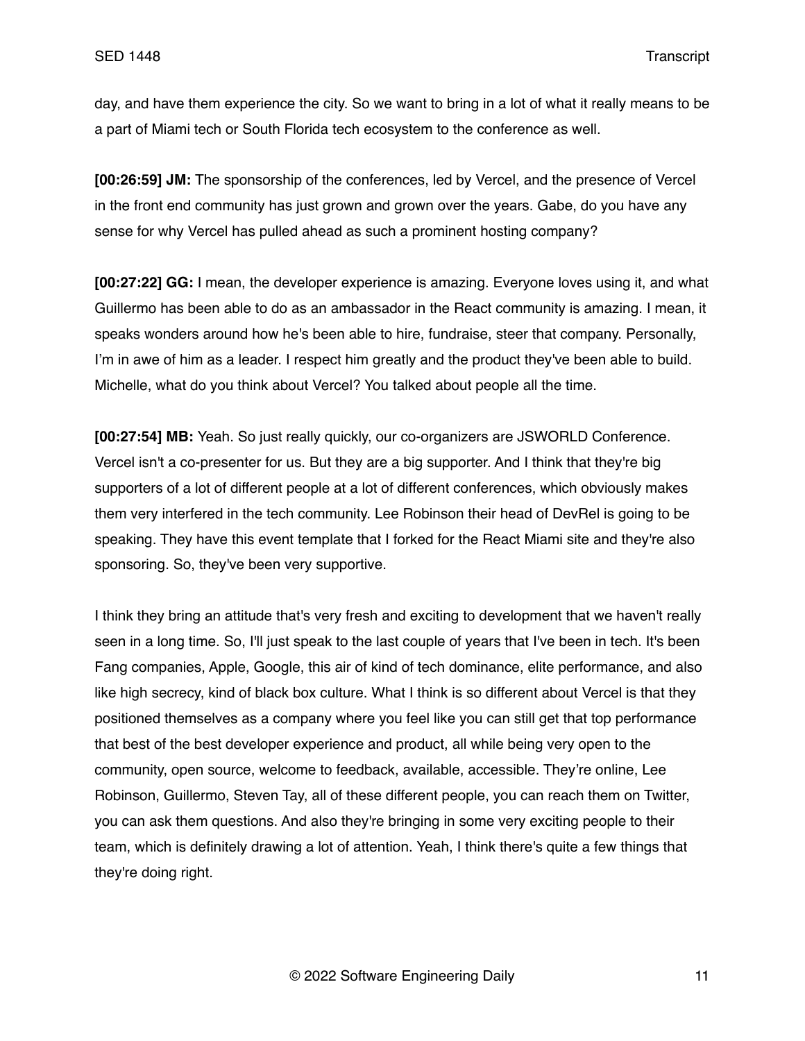day, and have them experience the city. So we want to bring in a lot of what it really means to be a part of Miami tech or South Florida tech ecosystem to the conference as well.

**[00:26:59] JM:** The sponsorship of the conferences, led by Vercel, and the presence of Vercel in the front end community has just grown and grown over the years. Gabe, do you have any sense for why Vercel has pulled ahead as such a prominent hosting company?

**[00:27:22] GG:** I mean, the developer experience is amazing. Everyone loves using it, and what Guillermo has been able to do as an ambassador in the React community is amazing. I mean, it speaks wonders around how he's been able to hire, fundraise, steer that company. Personally, I'm in awe of him as a leader. I respect him greatly and the product they've been able to build. Michelle, what do you think about Vercel? You talked about people all the time.

**[00:27:54] MB:** Yeah. So just really quickly, our co-organizers are JSWORLD Conference. Vercel isn't a co-presenter for us. But they are a big supporter. And I think that they're big supporters of a lot of different people at a lot of different conferences, which obviously makes them very interfered in the tech community. Lee Robinson their head of DevRel is going to be speaking. They have this event template that I forked for the React Miami site and they're also sponsoring. So, they've been very supportive.

I think they bring an attitude that's very fresh and exciting to development that we haven't really seen in a long time. So, I'll just speak to the last couple of years that I've been in tech. It's been Fang companies, Apple, Google, this air of kind of tech dominance, elite performance, and also like high secrecy, kind of black box culture. What I think is so different about Vercel is that they positioned themselves as a company where you feel like you can still get that top performance that best of the best developer experience and product, all while being very open to the community, open source, welcome to feedback, available, accessible. They're online, Lee Robinson, Guillermo, Steven Tay, all of these different people, you can reach them on Twitter, you can ask them questions. And also they're bringing in some very exciting people to their team, which is definitely drawing a lot of attention. Yeah, I think there's quite a few things that they're doing right.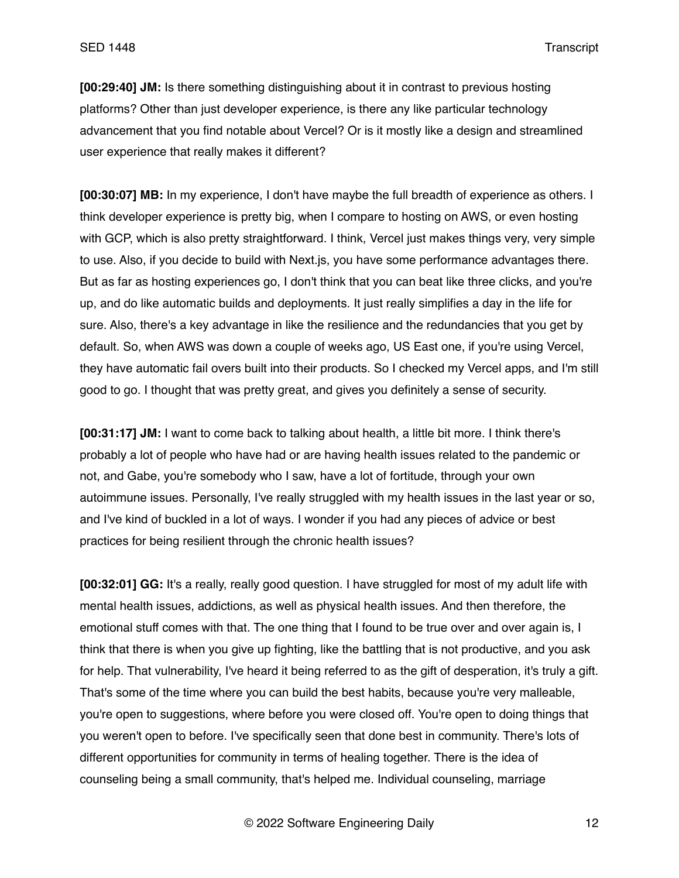**[00:29:40] JM:** Is there something distinguishing about it in contrast to previous hosting platforms? Other than just developer experience, is there any like particular technology advancement that you find notable about Vercel? Or is it mostly like a design and streamlined user experience that really makes it different?

**[00:30:07] MB:** In my experience, I don't have maybe the full breadth of experience as others. I think developer experience is pretty big, when I compare to hosting on AWS, or even hosting with GCP, which is also pretty straightforward. I think, Vercel just makes things very, very simple to use. Also, if you decide to build with Next.js, you have some performance advantages there. But as far as hosting experiences go, I don't think that you can beat like three clicks, and you're up, and do like automatic builds and deployments. It just really simplifies a day in the life for sure. Also, there's a key advantage in like the resilience and the redundancies that you get by default. So, when AWS was down a couple of weeks ago, US East one, if you're using Vercel, they have automatic fail overs built into their products. So I checked my Vercel apps, and I'm still good to go. I thought that was pretty great, and gives you definitely a sense of security.

**[00:31:17] JM:** I want to come back to talking about health, a little bit more. I think there's probably a lot of people who have had or are having health issues related to the pandemic or not, and Gabe, you're somebody who I saw, have a lot of fortitude, through your own autoimmune issues. Personally, I've really struggled with my health issues in the last year or so, and I've kind of buckled in a lot of ways. I wonder if you had any pieces of advice or best practices for being resilient through the chronic health issues?

**[00:32:01] GG:** It's a really, really good question. I have struggled for most of my adult life with mental health issues, addictions, as well as physical health issues. And then therefore, the emotional stuff comes with that. The one thing that I found to be true over and over again is, I think that there is when you give up fighting, like the battling that is not productive, and you ask for help. That vulnerability, I've heard it being referred to as the gift of desperation, it's truly a gift. That's some of the time where you can build the best habits, because you're very malleable, you're open to suggestions, where before you were closed off. You're open to doing things that you weren't open to before. I've specifically seen that done best in community. There's lots of different opportunities for community in terms of healing together. There is the idea of counseling being a small community, that's helped me. Individual counseling, marriage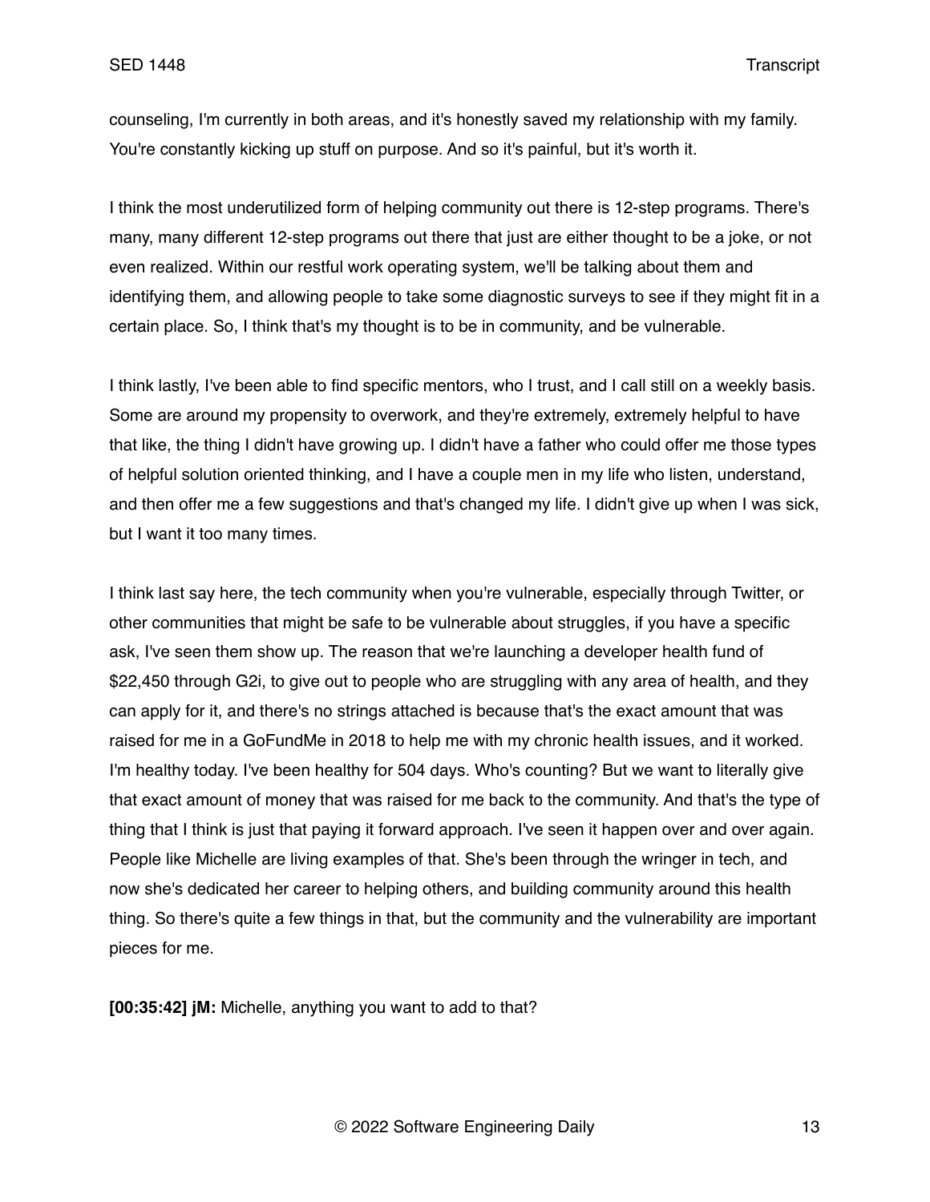counseling, I'm currently in both areas, and it's honestly saved my relationship with my family. You're constantly kicking up stuff on purpose. And so it's painful, but it's worth it.

I think the most underutilized form of helping community out there is 12-step programs. There's many, many different 12-step programs out there that just are either thought to be a joke, or not even realized. Within our restful work operating system, we'll be talking about them and identifying them, and allowing people to take some diagnostic surveys to see if they might fit in a certain place. So, I think that's my thought is to be in community, and be vulnerable.

I think lastly, I've been able to find specific mentors, who I trust, and I call still on a weekly basis. Some are around my propensity to overwork, and they're extremely, extremely helpful to have that like, the thing I didn't have growing up. I didn't have a father who could offer me those types of helpful solution oriented thinking, and I have a couple men in my life who listen, understand, and then offer me a few suggestions and that's changed my life. I didn't give up when I was sick, but I want it too many times.

I think last say here, the tech community when you're vulnerable, especially through Twitter, or other communities that might be safe to be vulnerable about struggles, if you have a specific ask, I've seen them show up. The reason that we're launching a developer health fund of $22,450 through G2i, to give out to people who are struggling with any area of health, and they can apply for it, and there's no strings attached is because that's the exact amount that was raised for me in a GoFundMe in 2018 to help me with my chronic health issues, and it worked. I'm healthy today. I've been healthy for 504 days. Who's counting? But we want to literally give that exact amount of money that was raised for me back to the community. And that's the type of thing that I think is just that paying it forward approach. I've seen it happen over and over again. People like Michelle are living examples of that. She's been through the wringer in tech, and now she's dedicated her career to helping others, and building community around this health thing. So there's quite a few things in that, but the community and the vulnerability are important pieces for me.

**[00:35:42] jM:** Michelle, anything you want to add to that?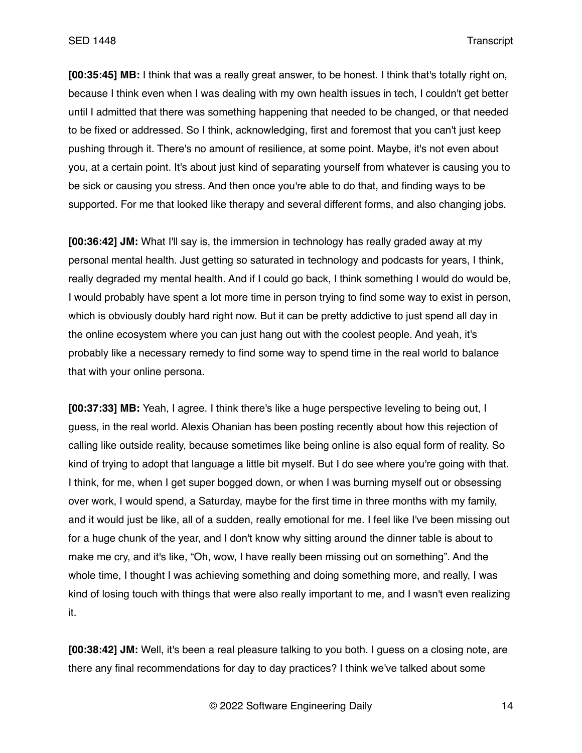**[00:35:45] MB:** I think that was a really great answer, to be honest. I think that's totally right on, because I think even when I was dealing with my own health issues in tech, I couldn't get better until I admitted that there was something happening that needed to be changed, or that needed to be fixed or addressed. So I think, acknowledging, first and foremost that you can't just keep pushing through it. There's no amount of resilience, at some point. Maybe, it's not even about you, at a certain point. It's about just kind of separating yourself from whatever is causing you to be sick or causing you stress. And then once you're able to do that, and finding ways to be supported. For me that looked like therapy and several different forms, and also changing jobs.

**[00:36:42] JM:** What I'll say is, the immersion in technology has really graded away at my personal mental health. Just getting so saturated in technology and podcasts for years, I think, really degraded my mental health. And if I could go back, I think something I would do would be, I would probably have spent a lot more time in person trying to find some way to exist in person, which is obviously doubly hard right now. But it can be pretty addictive to just spend all day in the online ecosystem where you can just hang out with the coolest people. And yeah, it's probably like a necessary remedy to find some way to spend time in the real world to balance that with your online persona.

**[00:37:33] MB:** Yeah, I agree. I think there's like a huge perspective leveling to being out, I guess, in the real world. Alexis Ohanian has been posting recently about how this rejection of calling like outside reality, because sometimes like being online is also equal form of reality. So kind of trying to adopt that language a little bit myself. But I do see where you're going with that. I think, for me, when I get super bogged down, or when I was burning myself out or obsessing over work, I would spend, a Saturday, maybe for the first time in three months with my family, and it would just be like, all of a sudden, really emotional for me. I feel like I've been missing out for a huge chunk of the year, and I don't know why sitting around the dinner table is about to make me cry, and it's like, "Oh, wow, I have really been missing out on something". And the whole time, I thought I was achieving something and doing something more, and really, I was kind of losing touch with things that were also really important to me, and I wasn't even realizing it.

**[00:38:42] JM:** Well, it's been a real pleasure talking to you both. I guess on a closing note, are there any final recommendations for day to day practices? I think we've talked about some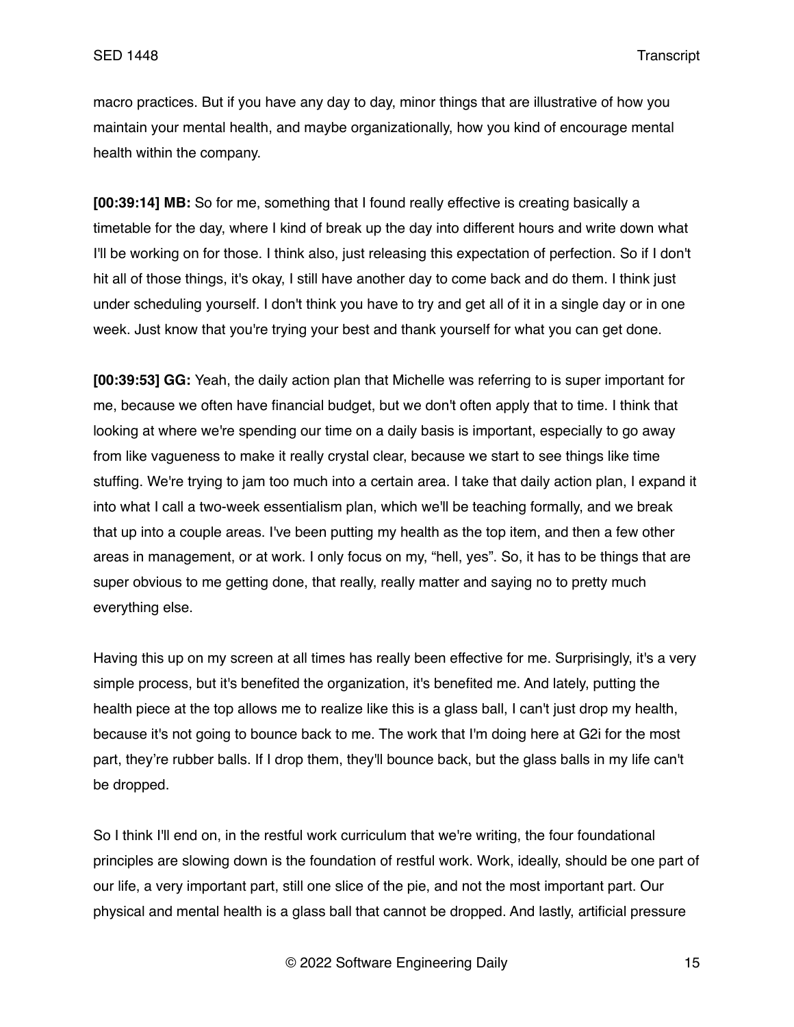macro practices. But if you have any day to day, minor things that are illustrative of how you maintain your mental health, and maybe organizationally, how you kind of encourage mental health within the company.

**[00:39:14] MB:** So for me, something that I found really effective is creating basically a timetable for the day, where I kind of break up the day into different hours and write down what I'll be working on for those. I think also, just releasing this expectation of perfection. So if I don't hit all of those things, it's okay, I still have another day to come back and do them. I think just under scheduling yourself. I don't think you have to try and get all of it in a single day or in one week. Just know that you're trying your best and thank yourself for what you can get done.

**[00:39:53] GG:** Yeah, the daily action plan that Michelle was referring to is super important for me, because we often have financial budget, but we don't often apply that to time. I think that looking at where we're spending our time on a daily basis is important, especially to go away from like vagueness to make it really crystal clear, because we start to see things like time stuffing. We're trying to jam too much into a certain area. I take that daily action plan, I expand it into what I call a two-week essentialism plan, which we'll be teaching formally, and we break that up into a couple areas. I've been putting my health as the top item, and then a few other areas in management, or at work. I only focus on my, "hell, yes". So, it has to be things that are super obvious to me getting done, that really, really matter and saying no to pretty much everything else.

Having this up on my screen at all times has really been effective for me. Surprisingly, it's a very simple process, but it's benefited the organization, it's benefited me. And lately, putting the health piece at the top allows me to realize like this is a glass ball, I can't just drop my health, because it's not going to bounce back to me. The work that I'm doing here at G2i for the most part, they're rubber balls. If I drop them, they'll bounce back, but the glass balls in my life can't be dropped.

So I think I'll end on, in the restful work curriculum that we're writing, the four foundational principles are slowing down is the foundation of restful work. Work, ideally, should be one part of our life, a very important part, still one slice of the pie, and not the most important part. Our physical and mental health is a glass ball that cannot be dropped. And lastly, artificial pressure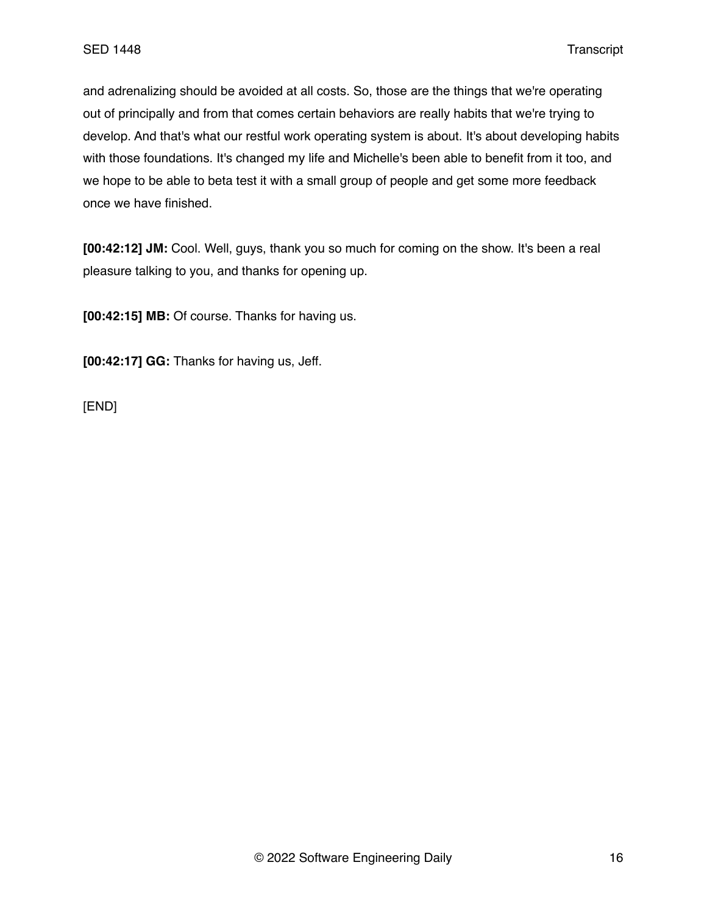and adrenalizing should be avoided at all costs. So, those are the things that we're operating out of principally and from that comes certain behaviors are really habits that we're trying to develop. And that's what our restful work operating system is about. It's about developing habits with those foundations. It's changed my life and Michelle's been able to benefit from it too, and we hope to be able to beta test it with a small group of people and get some more feedback once we have finished.

**[00:42:12] JM:** Cool. Well, guys, thank you so much for coming on the show. It's been a real pleasure talking to you, and thanks for opening up.

**[00:42:15] MB:** Of course. Thanks for having us.

**[00:42:17] GG:** Thanks for having us, Jeff.

[END]